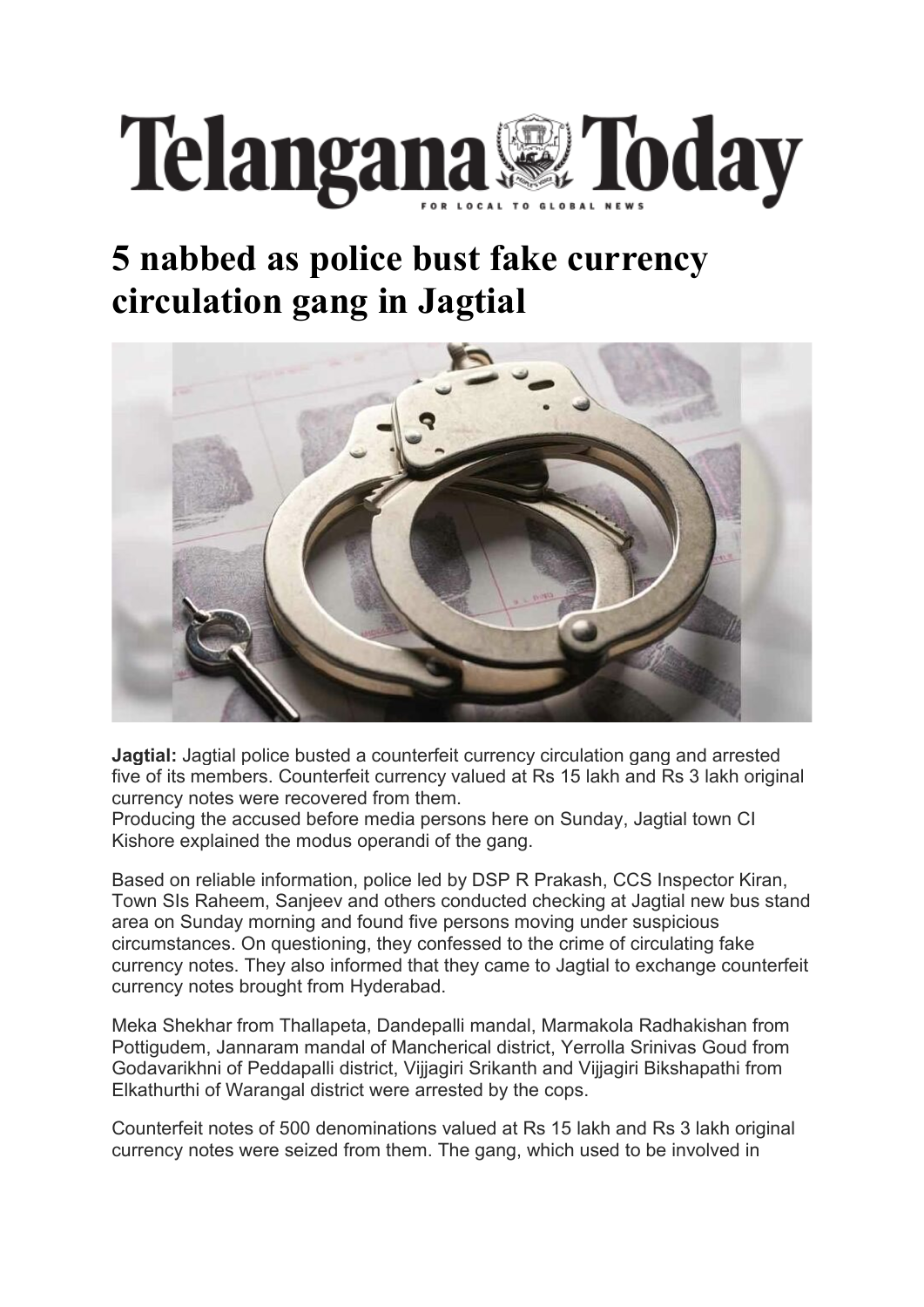# Telangana Today

FOR LOCAL TO GLOBAL NEWS

# 5 nabbed as police bust fake currency circulation gang in Jagtial

**Jagtial:** Jagtial police busted a counterfeit currency circulation gang and arrested five of its members. Counterfeit currency valued at Rs 15 lakh and Rs 3 lakh original currency notes were recovered from them.
Producing the accused before media persons here on Sunday, Jagtial town CI Kishore explained the modus operandi of the gang.

Based on reliable information, police led by DSP R Prakash, CCS Inspector Kiran, Town SIs Raheem, Sanjeev and others conducted checking at Jagtial new bus stand area on Sunday morning and found five persons moving under suspicious circumstances. On questioning, they confessed to the crime of circulating fake currency notes. They also informed that they came to Jagtial to exchange counterfeit currency notes brought from Hyderabad.

Meka Shekhar from Thallapeta, Dandepalli mandal, Marmakola Radhakishan from Pottigudem, Jannaram mandal of Mancherical district, Yerrolla Srinivas Goud from Godavarikhni of Peddapalli district, Vijjagiri Srikanth and Vijjagiri Bikshapathi from Elkathurthi of Warangal district were arrested by the cops.

Counterfeit notes of 500 denominations valued at Rs 15 lakh and Rs 3 lakh original currency notes were seized from them. The gang, which used to be involved in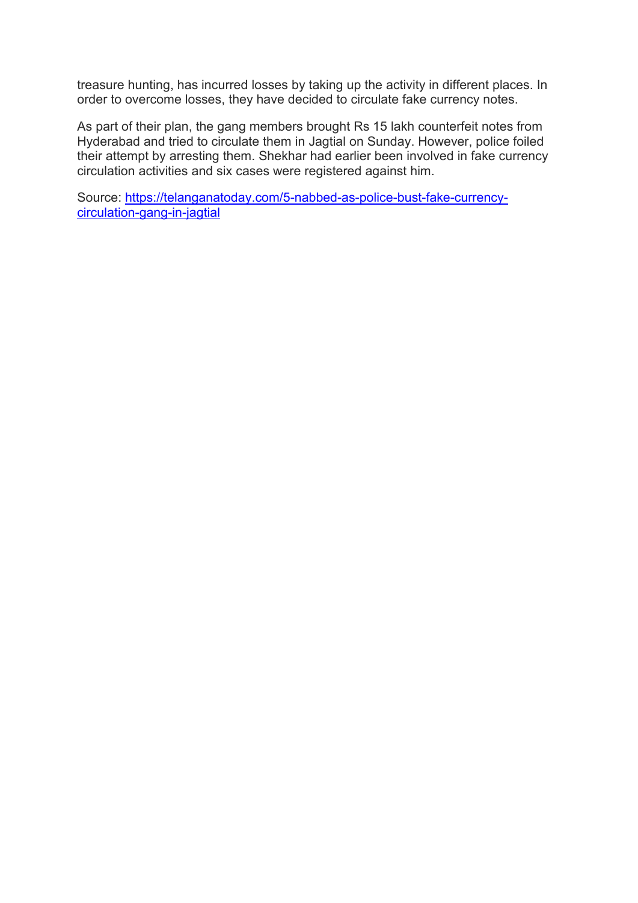treasure hunting, has incurred losses by taking up the activity in different places. In order to overcome losses, they have decided to circulate fake currency notes.

As part of their plan, the gang members brought Rs 15 lakh counterfeit notes from Hyderabad and tried to circulate them in Jagtial on Sunday. However, police foiled their attempt by arresting them. Shekhar had earlier been involved in fake currency circulation activities and six cases were registered against him.

Source: [https://telanganatoday.com/5-nabbed-as-police-bust-fake-currency-circulation-gang-in-jagtial](https://telanganatoday.com/5-nabbed-as-police-bust-fake-currency-circulation-gang-in-jagtial)